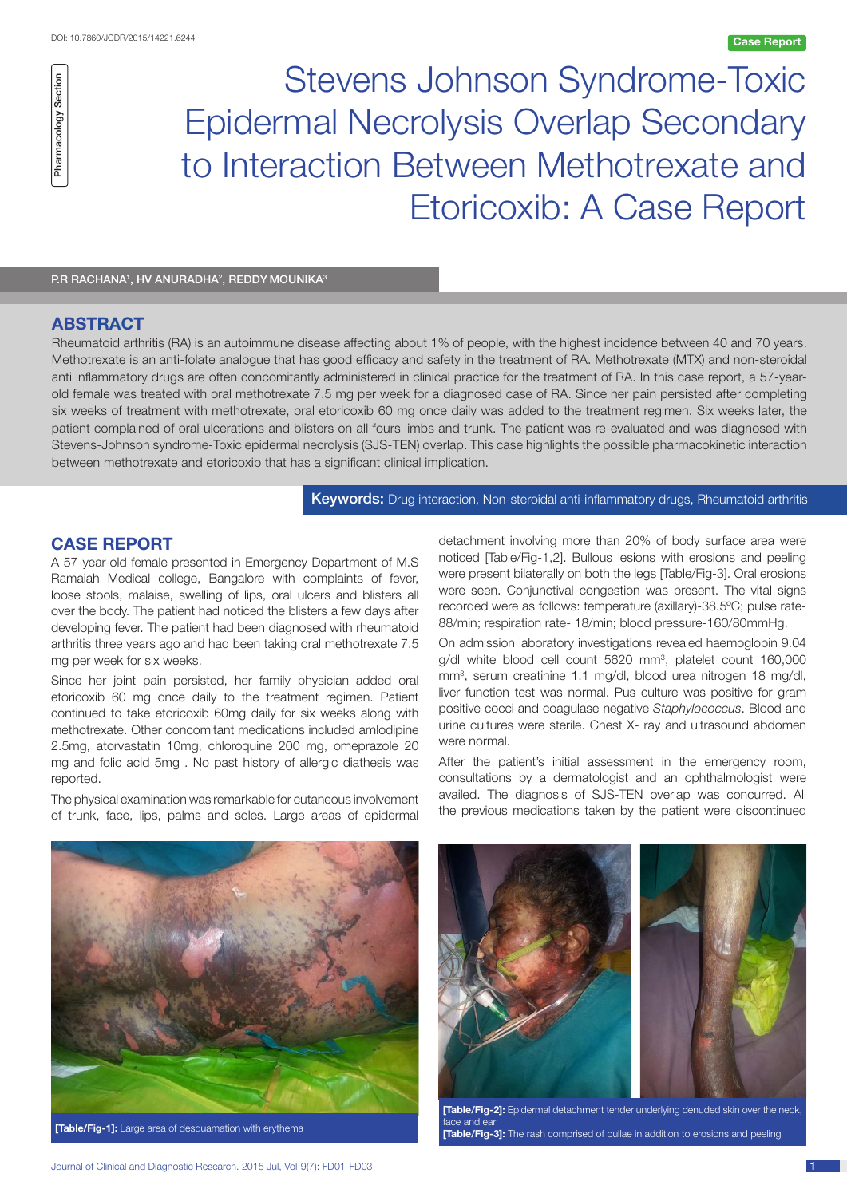Case Report

Pharmacology Section

# Stevens Johnson Syndrome-Toxic Epidermal Necrolysis Overlap Secondary to Interaction Between Methotrexate and Etoricoxib: A Case Report

P.R RACHANA[1], HV ANURADHA[2], REDDY MOUNIKA[3]

## ABSTRACT

Rheumatoid arthritis (RA) is an autoimmune disease affecting about 1% of people, with the highest incidence between 40 and 70 years. Methotrexate is an anti-folate analogue that has good efficacy and safety in the treatment of RA. Methotrexate (MTX) and non-steroidal anti inflammatory drugs are often concomitantly administered in clinical practice for the treatment of RA. In this case report, a 57-year-old female was treated with oral methotrexate 7.5 mg per week for a diagnosed case of RA. Since her pain persisted after completing six weeks of treatment with methotrexate, oral etoricoxib 60 mg once daily was added to the treatment regimen. Six weeks later, the patient complained of oral ulcerations and blisters on all fours limbs and trunk. The patient was re-evaluated and was diagnosed with Stevens-Johnson syndrome-Toxic epidermal necrolysis (SJS-TEN) overlap. This case highlights the possible pharmacokinetic interaction between methotrexate and etoricoxib that has a significant clinical implication.

**Keywords:** Drug interaction, Non-steroidal anti-inflammatory drugs, Rheumatoid arthritis

## CASE REPORT

A 57-year-old female presented in Emergency Department of M.S Ramaiah Medical college, Bangalore with complaints of fever, loose stools, malaise, swelling of lips, oral ulcers and blisters all over the body. The patient had noticed the blisters a few days after developing fever. The patient had been diagnosed with rheumatoid arthritis three years ago and had been taking oral methotrexate 7.5 mg per week for six weeks.

Since her joint pain persisted, her family physician added oral etoricoxib 60 mg once daily to the treatment regimen. Patient continued to take etoricoxib 60mg daily for six weeks along with methotrexate. Other concomitant medications included amlodipine 2.5mg, atorvastatin 10mg, chloroquine 200 mg, omeprazole 20 mg and folic acid 5mg . No past history of allergic diathesis was reported.

The physical examination was remarkable for cutaneous involvement of trunk, face, lips, palms and soles. Large areas of epidermal detachment involving more than 20% of body surface area were noticed [Table/Fig-1,2]. Bullous lesions with erosions and peeling were present bilaterally on both the legs [Table/Fig-3]. Oral erosions were seen. Conjunctival congestion was present. The vital signs recorded were as follows: temperature (axillary)-38.5ºC; pulse rate-88/min; respiration rate- 18/min; blood pressure-160/80mmHg.

On admission laboratory investigations revealed haemoglobin 9.04 g/dl white blood cell count 5620 $mm^3$, platelet count 160,000 $mm^3$, serum creatinine 1.1 mg/dl, blood urea nitrogen 18 mg/dl, liver function test was normal. Pus culture was positive for gram positive cocci and coagulase negative *Staphylococcus*. Blood and urine cultures were sterile. Chest X- ray and ultrasound abdomen were normal.

After the patient's initial assessment in the emergency room, consultations by a dermatologist and an ophthalmologist were availed. The diagnosis of SJS-TEN overlap was concurred. All the previous medications taken by the patient were discontinued

**[Table/Fig-1]:** Large area of desquamation with erythema

**[Table/Fig-2]:** Epidermal detachment tender underlying denuded skin over the neck, face and ear

**[Table/Fig-3]:** The rash comprised of bullae in addition to erosions and peeling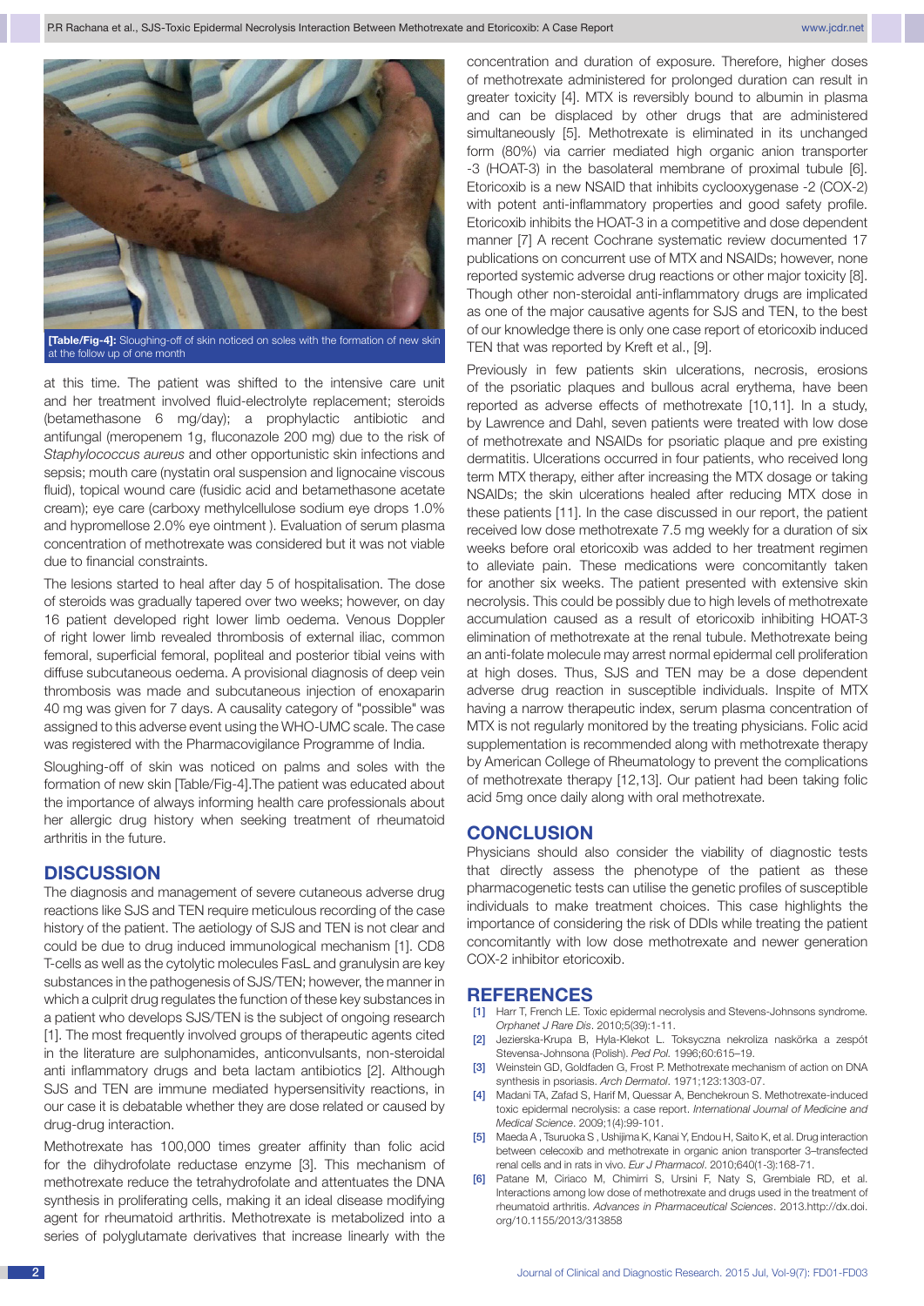[Table/Fig-4]: Sloughing-off of skin noticed on soles with the formation of new skin at the follow up of one month

at this time. The patient was shifted to the intensive care unit and her treatment involved fluid-electrolyte replacement; steroids (betamethasone 6 mg/day); a prophylactic antibiotic and antifungal (meropenem 1g, fluconazole 200 mg) due to the risk of *Staphylococcus aureus* and other opportunistic skin infections and sepsis; mouth care (nystatin oral suspension and lignocaine viscous fluid), topical wound care (fusidic acid and betamethasone acetate cream); eye care (carboxy methylcellulose sodium eye drops 1.0% and hypromellose 2.0% eye ointment ). Evaluation of serum plasma concentration of methotrexate was considered but it was not viable due to financial constraints.

The lesions started to heal after day 5 of hospitalisation. The dose of steroids was gradually tapered over two weeks; however, on day 16 patient developed right lower limb oedema. Venous Doppler of right lower limb revealed thrombosis of external iliac, common femoral, superficial femoral, popliteal and posterior tibial veins with diffuse subcutaneous oedema. A provisional diagnosis of deep vein thrombosis was made and subcutaneous injection of enoxaparin 40 mg was given for 7 days. A causality category of "possible" was assigned to this adverse event using the WHO-UMC scale. The case was registered with the Pharmacovigilance Programme of India.

Sloughing-off of skin was noticed on palms and soles with the formation of new skin [Table/Fig-4].The patient was educated about the importance of always informing health care professionals about her allergic drug history when seeking treatment of rheumatoid arthritis in the future.

## DISCUSSION

The diagnosis and management of severe cutaneous adverse drug reactions like SJS and TEN require meticulous recording of the case history of the patient. The aetiology of SJS and TEN is not clear and could be due to drug induced immunological mechanism [1]. CD8 T-cells as well as the cytolytic molecules FasL and granulysin are key substances in the pathogenesis of SJS/TEN; however, the manner in which a culprit drug regulates the function of these key substances in a patient who develops SJS/TEN is the subject of ongoing research [1]. The most frequently involved groups of therapeutic agents cited in the literature are sulphonamides, anticonvulsants, non-steroidal anti inflammatory drugs and beta lactam antibiotics [2]. Although SJS and TEN are immune mediated hypersensitivity reactions, in our case it is debatable whether they are dose related or caused by drug-drug interaction.

Methotrexate has 100,000 times greater affinity than folic acid for the dihydrofolate reductase enzyme [3]. This mechanism of methotrexate reduce the tetrahydrofolate and attentuates the DNA synthesis in proliferating cells, making it an ideal disease modifying agent for rheumatoid arthritis. Methotrexate is metabolized into a series of polyglutamate derivatives that increase linearly with the concentration and duration of exposure. Therefore, higher doses of methotrexate administered for prolonged duration can result in greater toxicity [4]. MTX is reversibly bound to albumin in plasma and can be displaced by other drugs that are administered simultaneously [5]. Methotrexate is eliminated in its unchanged form (80%) via carrier mediated high organic anion transporter -3 (HOAT-3) in the basolateral membrane of proximal tubule [6]. Etoricoxib is a new NSAID that inhibits cyclooxygenase -2 (COX-2) with potent anti-inflammatory properties and good safety profile. Etoricoxib inhibits the HOAT-3 in a competitive and dose dependent manner [7] A recent Cochrane systematic review documented 17 publications on concurrent use of MTX and NSAIDs; however, none reported systemic adverse drug reactions or other major toxicity [8]. Though other non-steroidal anti-inflammatory drugs are implicated as one of the major causative agents for SJS and TEN, to the best of our knowledge there is only one case report of etoricoxib induced TEN that was reported by Kreft et al., [9].

Previously in few patients skin ulcerations, necrosis, erosions of the psoriatic plaques and bullous acral erythema, have been reported as adverse effects of methotrexate [10,11]. In a study, by Lawrence and Dahl, seven patients were treated with low dose of methotrexate and NSAIDs for psoriatic plaque and pre existing dermatitis. Ulcerations occurred in four patients, who received long term MTX therapy, either after increasing the MTX dosage or taking NSAIDs; the skin ulcerations healed after reducing MTX dose in these patients [11]. In the case discussed in our report, the patient received low dose methotrexate 7.5 mg weekly for a duration of six weeks before oral etoricoxib was added to her treatment regimen to alleviate pain. These medications were concomitantly taken for another six weeks. The patient presented with extensive skin necrolysis. This could be possibly due to high levels of methotrexate accumulation caused as a result of etoricoxib inhibiting HOAT-3 elimination of methotrexate at the renal tubule. Methotrexate being an anti-folate molecule may arrest normal epidermal cell proliferation at high doses. Thus, SJS and TEN may be a dose dependent adverse drug reaction in susceptible individuals. Inspite of MTX having a narrow therapeutic index, serum plasma concentration of MTX is not regularly monitored by the treating physicians. Folic acid supplementation is recommended along with methotrexate therapy by American College of Rheumatology to prevent the complications of methotrexate therapy [12,13]. Our patient had been taking folic acid 5mg once daily along with oral methotrexate.

## CONCLUSION

Physicians should also consider the viability of diagnostic tests that directly assess the phenotype of the patient as these pharmacogenetic tests can utilise the genetic profiles of susceptible individuals to make treatment choices. This case highlights the importance of considering the risk of DDIs while treating the patient concomitantly with low dose methotrexate and newer generation COX-2 inhibitor etoricoxib.

## REFERENCES

[1] Harr T, French LE. Toxic epidermal necrolysis and Stevens-Johnsons syndrome. *Orphanet J Rare Dis*. 2010;5(39):1-11.

[2] Jezierska-Krupa B, Hyla-Klekot L. Toksyczna nekroliza naskórka a zespót Stevensa-Johnsona (Polish). *Ped Pol.* 1996;60:615–19.

[3] Weinstein GD, Goldfaden G, Frost P. Methotrexate mechanism of action on DNA synthesis in psoriasis. *Arch Dermatol*. 1971;123:1303-07.

[4] Madani TA, Zafad S, Harif M, Quessar A, Benchekroun S. Methotrexate-induced toxic epidermal necrolysis: a case report. *International Journal of Medicine and Medical Science*. 2009;1(4):99-101.

[5] Maeda A , Tsuruoka S , Ushijima K, Kanai Y, Endou H, Saito K, et al. Drug interaction between celecoxib and methotrexate in organic anion transporter 3–transfected renal cells and in rats in vivo. *Eur J Pharmacol*. 2010;640(1-3):168-71.

[6] Patane M, Ciriaco M, Chimirri S, Ursini F, Naty S, Grembiale RD, et al. Interactions among low dose of methotrexate and drugs used in the treatment of rheumatoid arthritis. *Advances in Pharmaceutical Sciences*. 2013.http://dx.doi.org/10.1155/2013/313858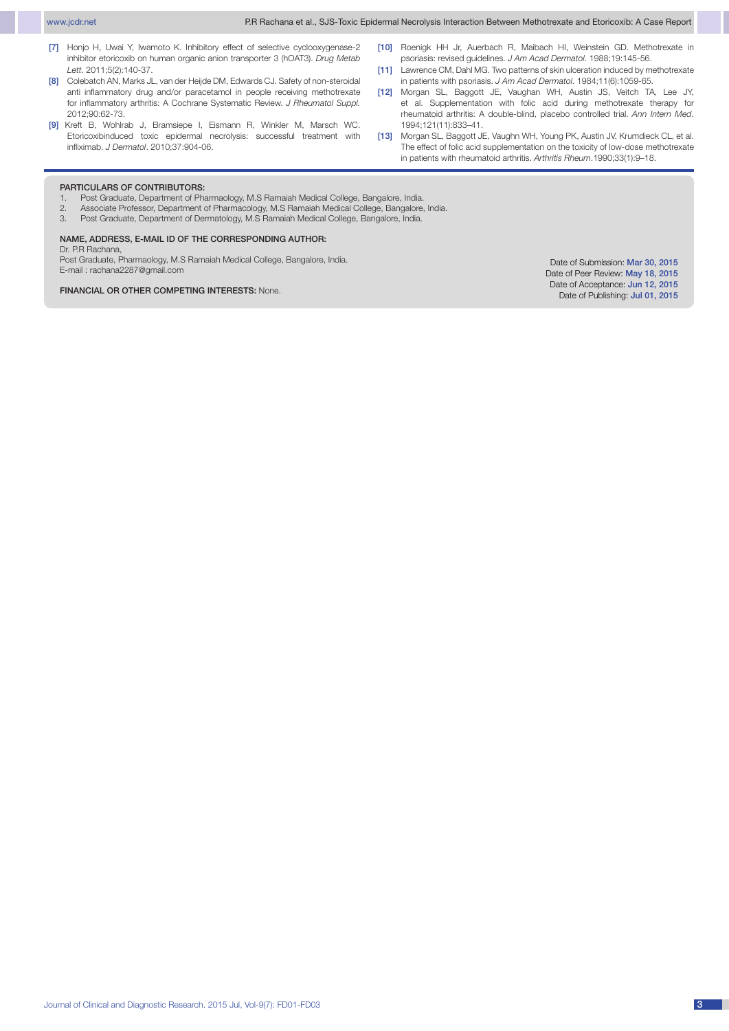[7] Honjo H, Uwai Y, Iwamoto K. Inhibitory effect of selective cyclooxygenase-2 inhibitor etoricoxib on human organic anion transporter 3 (hOAT3). *Drug Metab Lett*. 2011;5(2):140-37.

[8] Colebatch AN, Marks JL, van der Heijde DM, Edwards CJ. Safety of non-steroidal anti inflammatory drug and/or paracetamol in people receiving methotrexate for inflammatory arthritis: A Cochrane Systematic Review. *J Rheumatol Suppl*. 2012;90:62-73.

[9] Kreft B, Wohlrab J, Bramsiepe I, Eismann R, Winkler M, Marsch WC. Etoricoxibinduced toxic epidermal necrolysis: successful treatment with infliximab. *J Dermatol*. 2010;37:904-06.

[10] Roenigk HH Jr, Auerbach R, Maibach HI, Weinstein GD. Methotrexate in psoriasis: revised guidelines. *J Am Acad Dermatol*. 1988;19:145-56.

[11] Lawrence CM, Dahl MG. Two patterns of skin ulceration induced by methotrexate in patients with psoriasis. *J Am Acad Dermatol*. 1984;11(6):1059-65.

[12] Morgan SL, Baggott JE, Vaughan WH, Austin JS, Veitch TA, Lee JY, et al. Supplementation with folic acid during methotrexate therapy for rheumatoid arthritis: A double-blind, placebo controlled trial. *Ann Intern Med*. 1994;121(11):833–41.

[13] Morgan SL, Baggott JE, Vaughn WH, Young PK, Austin JV, Krumdieck CL, et al. The effect of folic acid supplementation on the toxicity of low-dose methotrexate in patients with rheumatoid arthritis. *Arthritis Rheum*.1990;33(1):9–18.

**PARTICULARS OF CONTRIBUTORS:**

1. Post Graduate, Department of Pharmacology, M.S Ramaiah Medical College, Bangalore, India.
2. Associate Professor, Department of Pharmacology, M.S Ramaiah Medical College, Bangalore, India.
3. Post Graduate, Department of Dermatology, M.S Ramaiah Medical College, Bangalore, India.

**NAME, ADDRESS, E-MAIL ID OF THE CORRESPONDING AUTHOR:**

Dr. P.R Rachana,
Post Graduate, Pharmaology, M.S Ramaiah Medical College, Bangalore, India.
E-mail : rachana2287@gmail.com

**FINANCIAL OR OTHER COMPETING INTERESTS:** None.

Date of Submission: Mar 30, 2015
Date of Peer Review: May 18, 2015
Date of Acceptance: Jun 12, 2015
Date of Publishing: Jul 01, 2015